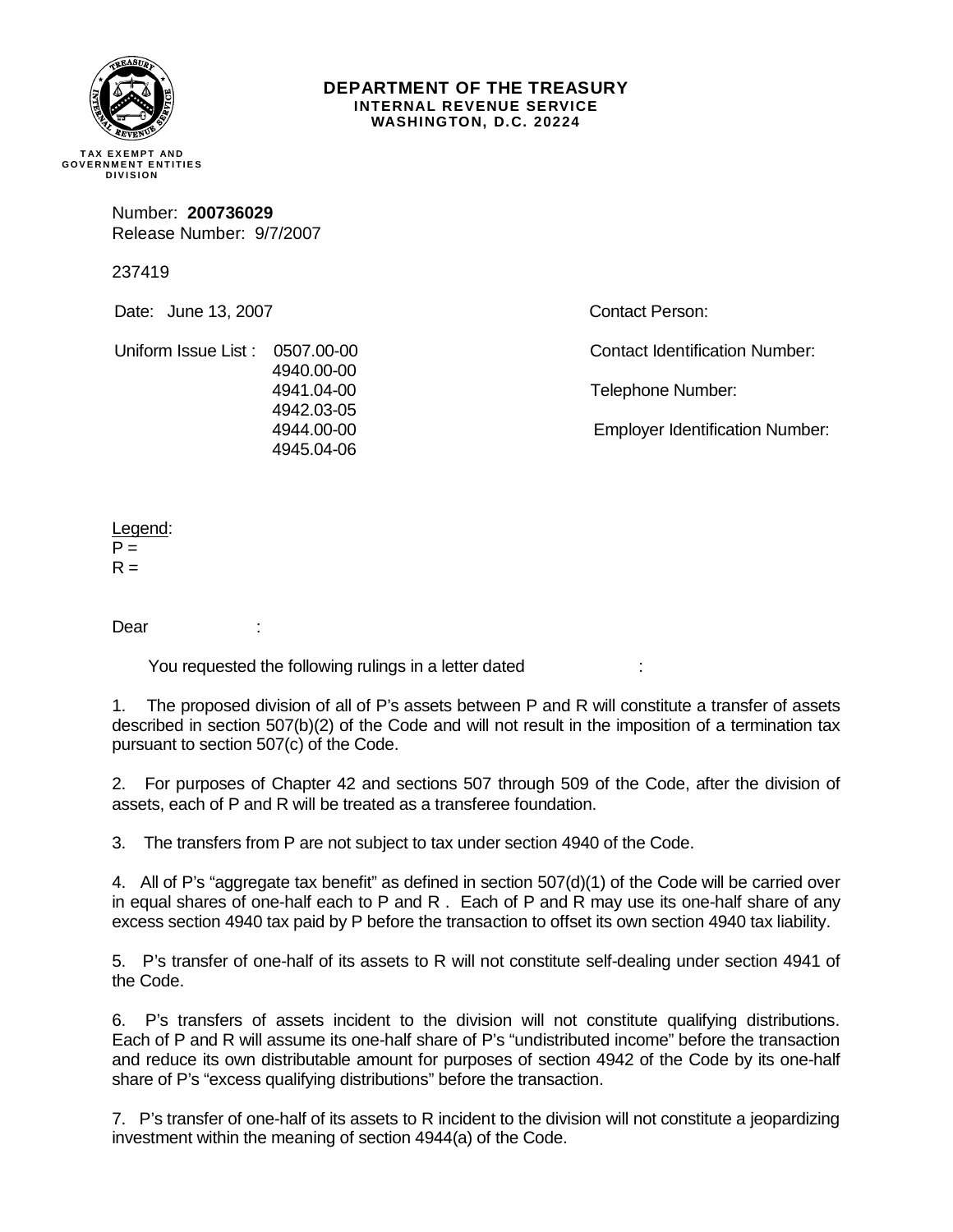**DEPARTMENT OF THE TREASURY**
**INTERNAL REVENUE SERVICE**
**WASHINGTON, D.C. 20224**

TAX EXEMPT AND GOVERNMENT ENTITIES DIVISION

Number: **200736029**
Release Number: 9/7/2007

237419

| | |
|---|---|
| Date: June 13, 2007 | Contact Person: |
| Uniform Issue List: 0507.00-00 | Contact Identification Number: |
| 4940.00-00 | |
| 4941.04-00 | Telephone Number: |
| 4942.03-05 | |
| 4944.00-00 | Employer Identification Number: |
| 4945.04-06 | |

Legend:
P =
R =

Dear :

You requested the following rulings in a letter dated :

1. The proposed division of all of P's assets between P and R will constitute a transfer of assets described in section 507(b)(2) of the Code and will not result in the imposition of a termination tax pursuant to section 507(c) of the Code.

2. For purposes of Chapter 42 and sections 507 through 509 of the Code, after the division of assets, each of P and R will be treated as a transferee foundation.

3. The transfers from P are not subject to tax under section 4940 of the Code.

4. All of P's "aggregate tax benefit" as defined in section 507(d)(1) of the Code will be carried over in equal shares of one-half each to P and R . Each of P and R may use its one-half share of any excess section 4940 tax paid by P before the transaction to offset its own section 4940 tax liability.

5. P's transfer of one-half of its assets to R will not constitute self-dealing under section 4941 of the Code.

6. P's transfers of assets incident to the division will not constitute qualifying distributions. Each of P and R will assume its one-half share of P's "undistributed income" before the transaction and reduce its own distributable amount for purposes of section 4942 of the Code by its one-half share of P's "excess qualifying distributions" before the transaction.

7. P's transfer of one-half of its assets to R incident to the division will not constitute a jeopardizing investment within the meaning of section 4944(a) of the Code.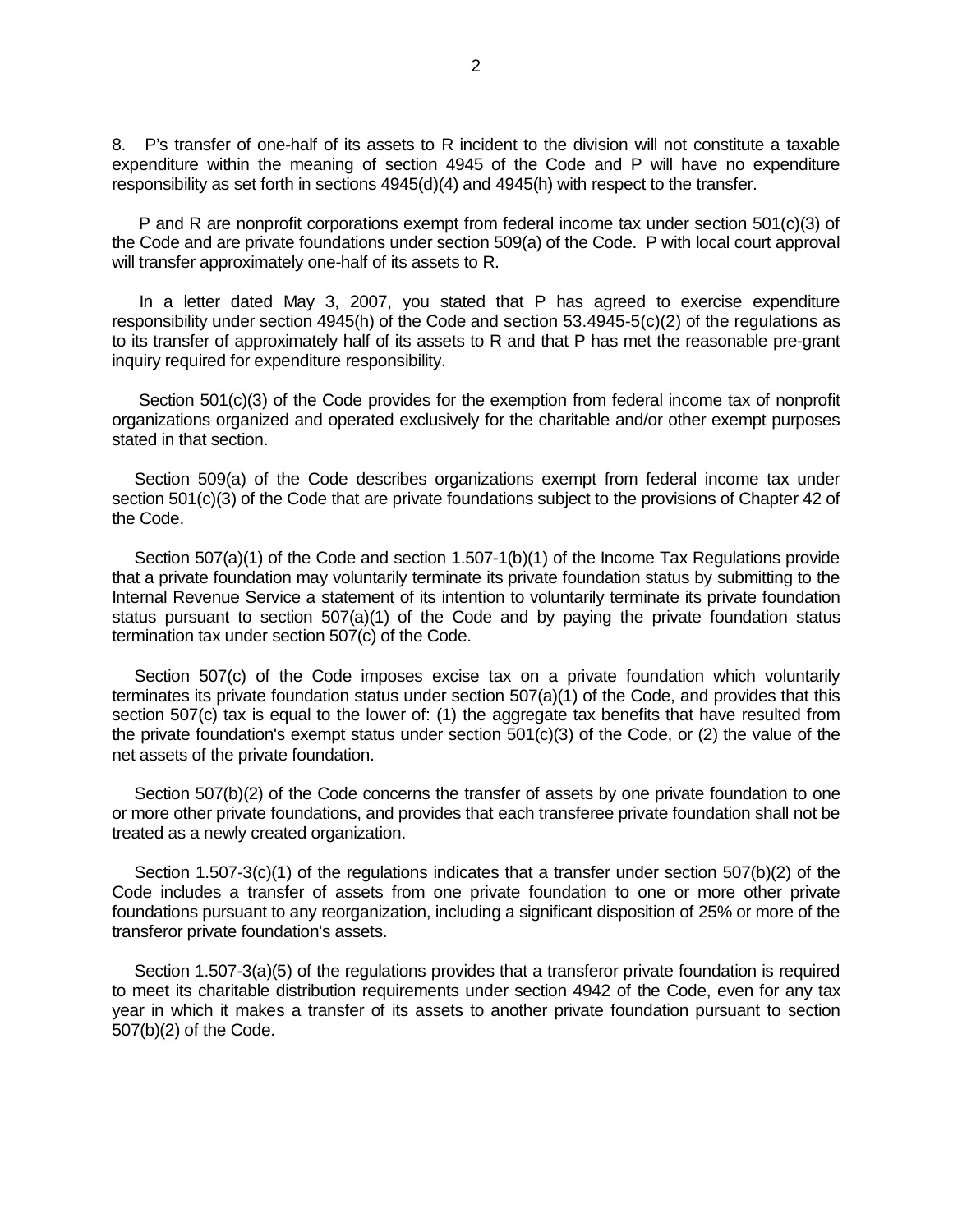8. P's transfer of one-half of its assets to R incident to the division will not constitute a taxable expenditure within the meaning of section 4945 of the Code and P will have no expenditure responsibility as set forth in sections 4945(d)(4) and 4945(h) with respect to the transfer.

P and R are nonprofit corporations exempt from federal income tax under section 501(c)(3) of the Code and are private foundations under section 509(a) of the Code. P with local court approval will transfer approximately one-half of its assets to R.

In a letter dated May 3, 2007, you stated that P has agreed to exercise expenditure responsibility under section 4945(h) of the Code and section 53.4945-5(c)(2) of the regulations as to its transfer of approximately half of its assets to R and that P has met the reasonable pre-grant inquiry required for expenditure responsibility.

Section 501(c)(3) of the Code provides for the exemption from federal income tax of nonprofit organizations organized and operated exclusively for the charitable and/or other exempt purposes stated in that section.

Section 509(a) of the Code describes organizations exempt from federal income tax under section 501(c)(3) of the Code that are private foundations subject to the provisions of Chapter 42 of the Code.

Section 507(a)(1) of the Code and section 1.507-1(b)(1) of the Income Tax Regulations provide that a private foundation may voluntarily terminate its private foundation status by submitting to the Internal Revenue Service a statement of its intention to voluntarily terminate its private foundation status pursuant to section 507(a)(1) of the Code and by paying the private foundation status termination tax under section 507(c) of the Code.

Section 507(c) of the Code imposes excise tax on a private foundation which voluntarily terminates its private foundation status under section 507(a)(1) of the Code, and provides that this section 507(c) tax is equal to the lower of: (1) the aggregate tax benefits that have resulted from the private foundation's exempt status under section 501(c)(3) of the Code, or (2) the value of the net assets of the private foundation.

Section 507(b)(2) of the Code concerns the transfer of assets by one private foundation to one or more other private foundations, and provides that each transferee private foundation shall not be treated as a newly created organization.

Section 1.507-3(c)(1) of the regulations indicates that a transfer under section 507(b)(2) of the Code includes a transfer of assets from one private foundation to one or more other private foundations pursuant to any reorganization, including a significant disposition of 25% or more of the transferor private foundation's assets.

Section 1.507-3(a)(5) of the regulations provides that a transferor private foundation is required to meet its charitable distribution requirements under section 4942 of the Code, even for any tax year in which it makes a transfer of its assets to another private foundation pursuant to section 507(b)(2) of the Code.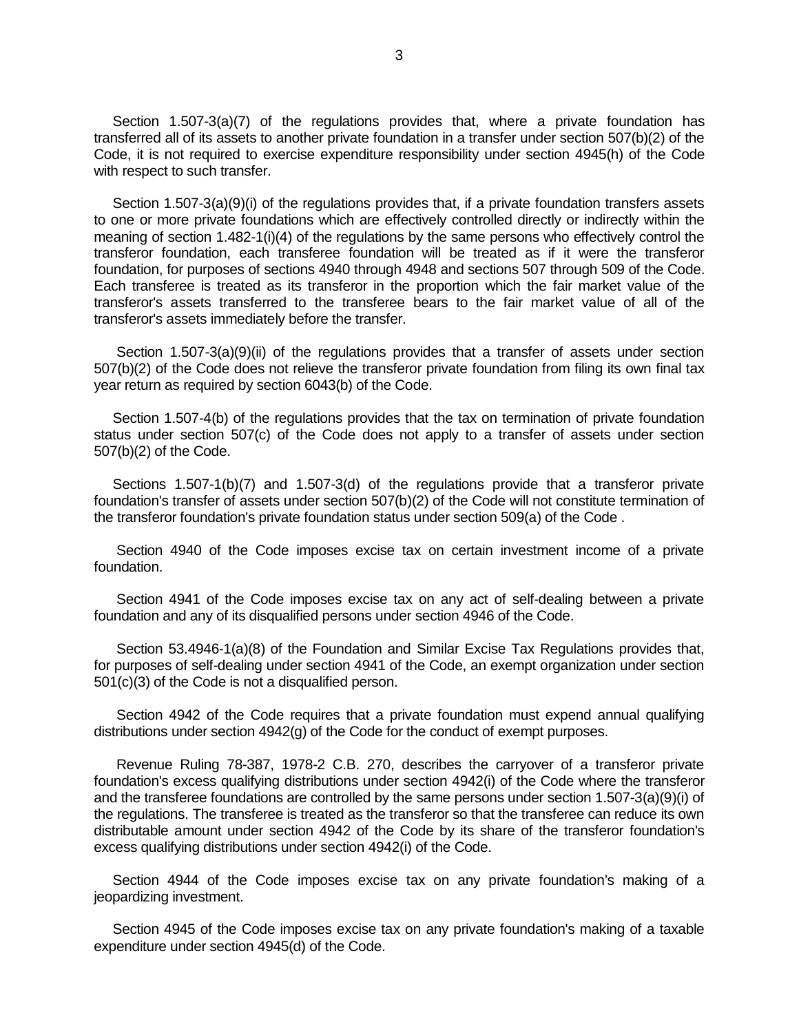Section 1.507-3(a)(7) of the regulations provides that, where a private foundation has transferred all of its assets to another private foundation in a transfer under section 507(b)(2) of the Code, it is not required to exercise expenditure responsibility under section 4945(h) of the Code with respect to such transfer.

Section 1.507-3(a)(9)(i) of the regulations provides that, if a private foundation transfers assets to one or more private foundations which are effectively controlled directly or indirectly within the meaning of section 1.482-1(i)(4) of the regulations by the same persons who effectively control the transferor foundation, each transferee foundation will be treated as if it were the transferor foundation, for purposes of sections 4940 through 4948 and sections 507 through 509 of the Code. Each transferee is treated as its transferor in the proportion which the fair market value of the transferor's assets transferred to the transferee bears to the fair market value of all of the transferor's assets immediately before the transfer.

Section 1.507-3(a)(9)(ii) of the regulations provides that a transfer of assets under section 507(b)(2) of the Code does not relieve the transferor private foundation from filing its own final tax year return as required by section 6043(b) of the Code.

Section 1.507-4(b) of the regulations provides that the tax on termination of private foundation status under section 507(c) of the Code does not apply to a transfer of assets under section 507(b)(2) of the Code.

Sections 1.507-1(b)(7) and 1.507-3(d) of the regulations provide that a transferor private foundation's transfer of assets under section 507(b)(2) of the Code will not constitute termination of the transferor foundation's private foundation status under section 509(a) of the Code .

Section 4940 of the Code imposes excise tax on certain investment income of a private foundation.

Section 4941 of the Code imposes excise tax on any act of self-dealing between a private foundation and any of its disqualified persons under section 4946 of the Code.

Section 53.4946-1(a)(8) of the Foundation and Similar Excise Tax Regulations provides that, for purposes of self-dealing under section 4941 of the Code, an exempt organization under section 501(c)(3) of the Code is not a disqualified person.

Section 4942 of the Code requires that a private foundation must expend annual qualifying distributions under section 4942(g) of the Code for the conduct of exempt purposes.

Revenue Ruling 78-387, 1978-2 C.B. 270, describes the carryover of a transferor private foundation's excess qualifying distributions under section 4942(i) of the Code where the transferor and the transferee foundations are controlled by the same persons under section 1.507-3(a)(9)(i) of the regulations. The transferee is treated as the transferor so that the transferee can reduce its own distributable amount under section 4942 of the Code by its share of the transferor foundation's excess qualifying distributions under section 4942(i) of the Code.

Section 4944 of the Code imposes excise tax on any private foundation's making of a jeopardizing investment.

Section 4945 of the Code imposes excise tax on any private foundation's making of a taxable expenditure under section 4945(d) of the Code.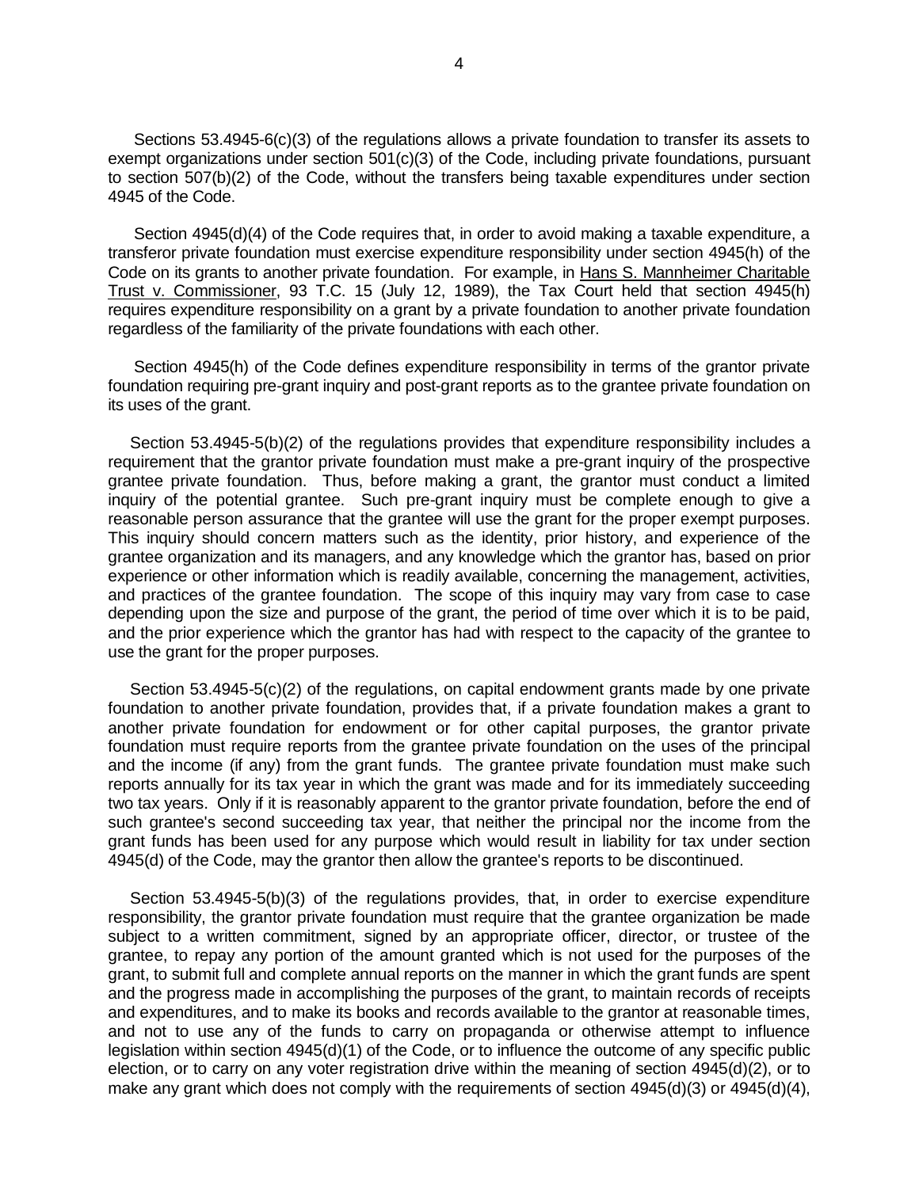Sections 53.4945-6(c)(3) of the regulations allows a private foundation to transfer its assets to exempt organizations under section 501(c)(3) of the Code, including private foundations, pursuant to section 507(b)(2) of the Code, without the transfers being taxable expenditures under section 4945 of the Code.

Section 4945(d)(4) of the Code requires that, in order to avoid making a taxable expenditure, a transferor private foundation must exercise expenditure responsibility under section 4945(h) of the Code on its grants to another private foundation. For example, in Hans S. Mannheimer Charitable Trust v. Commissioner, 93 T.C. 15 (July 12, 1989), the Tax Court held that section 4945(h) requires expenditure responsibility on a grant by a private foundation to another private foundation regardless of the familiarity of the private foundations with each other.

Section 4945(h) of the Code defines expenditure responsibility in terms of the grantor private foundation requiring pre-grant inquiry and post-grant reports as to the grantee private foundation on its uses of the grant.

Section 53.4945-5(b)(2) of the regulations provides that expenditure responsibility includes a requirement that the grantor private foundation must make a pre-grant inquiry of the prospective grantee private foundation. Thus, before making a grant, the grantor must conduct a limited inquiry of the potential grantee. Such pre-grant inquiry must be complete enough to give a reasonable person assurance that the grantee will use the grant for the proper exempt purposes. This inquiry should concern matters such as the identity, prior history, and experience of the grantee organization and its managers, and any knowledge which the grantor has, based on prior experience or other information which is readily available, concerning the management, activities, and practices of the grantee foundation. The scope of this inquiry may vary from case to case depending upon the size and purpose of the grant, the period of time over which it is to be paid, and the prior experience which the grantor has had with respect to the capacity of the grantee to use the grant for the proper purposes.

Section 53.4945-5(c)(2) of the regulations, on capital endowment grants made by one private foundation to another private foundation, provides that, if a private foundation makes a grant to another private foundation for endowment or for other capital purposes, the grantor private foundation must require reports from the grantee private foundation on the uses of the principal and the income (if any) from the grant funds. The grantee private foundation must make such reports annually for its tax year in which the grant was made and for its immediately succeeding two tax years. Only if it is reasonably apparent to the grantor private foundation, before the end of such grantee's second succeeding tax year, that neither the principal nor the income from the grant funds has been used for any purpose which would result in liability for tax under section 4945(d) of the Code, may the grantor then allow the grantee's reports to be discontinued.

Section 53.4945-5(b)(3) of the regulations provides, that, in order to exercise expenditure responsibility, the grantor private foundation must require that the grantee organization be made subject to a written commitment, signed by an appropriate officer, director, or trustee of the grantee, to repay any portion of the amount granted which is not used for the purposes of the grant, to submit full and complete annual reports on the manner in which the grant funds are spent and the progress made in accomplishing the purposes of the grant, to maintain records of receipts and expenditures, and to make its books and records available to the grantor at reasonable times, and not to use any of the funds to carry on propaganda or otherwise attempt to influence legislation within section 4945(d)(1) of the Code, or to influence the outcome of any specific public election, or to carry on any voter registration drive within the meaning of section 4945(d)(2), or to make any grant which does not comply with the requirements of section 4945(d)(3) or 4945(d)(4),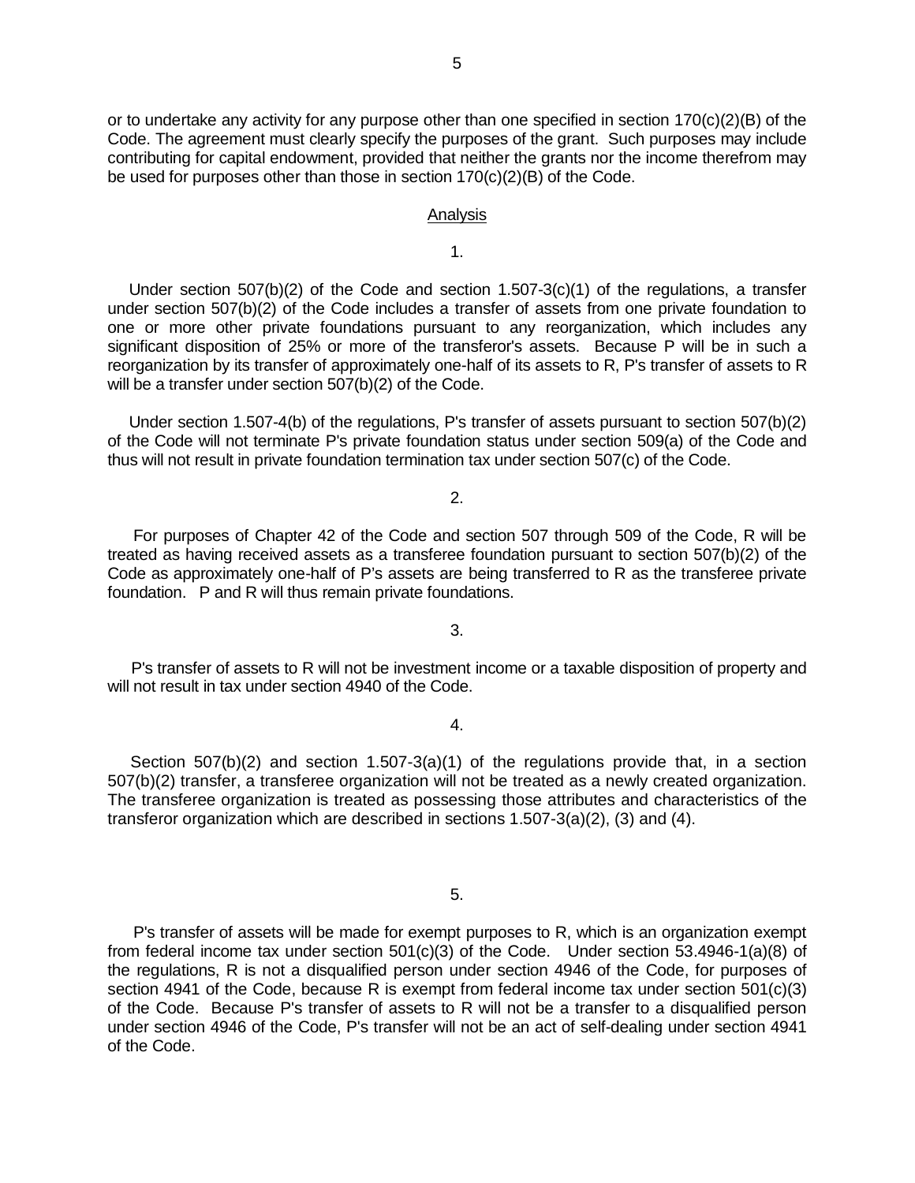or to undertake any activity for any purpose other than one specified in section 170(c)(2)(B) of the Code. The agreement must clearly specify the purposes of the grant. Such purposes may include contributing for capital endowment, provided that neither the grants nor the income therefrom may be used for purposes other than those in section 170(c)(2)(B) of the Code.

## Analysis

1.

Under section 507(b)(2) of the Code and section 1.507-3(c)(1) of the regulations, a transfer under section 507(b)(2) of the Code includes a transfer of assets from one private foundation to one or more other private foundations pursuant to any reorganization, which includes any significant disposition of 25% or more of the transferor's assets. Because P will be in such a reorganization by its transfer of approximately one-half of its assets to R, P's transfer of assets to R will be a transfer under section 507(b)(2) of the Code.

Under section 1.507-4(b) of the regulations, P's transfer of assets pursuant to section 507(b)(2) of the Code will not terminate P's private foundation status under section 509(a) of the Code and thus will not result in private foundation termination tax under section 507(c) of the Code.

2.

For purposes of Chapter 42 of the Code and section 507 through 509 of the Code, R will be treated as having received assets as a transferee foundation pursuant to section 507(b)(2) of the Code as approximately one-half of P's assets are being transferred to R as the transferee private foundation. P and R will thus remain private foundations.

3.

P's transfer of assets to R will not be investment income or a taxable disposition of property and will not result in tax under section 4940 of the Code.

4.

Section 507(b)(2) and section 1.507-3(a)(1) of the regulations provide that, in a section 507(b)(2) transfer, a transferee organization will not be treated as a newly created organization. The transferee organization is treated as possessing those attributes and characteristics of the transferor organization which are described in sections 1.507-3(a)(2), (3) and (4).

5.

P's transfer of assets will be made for exempt purposes to R, which is an organization exempt from federal income tax under section 501(c)(3) of the Code. Under section 53.4946-1(a)(8) of the regulations, R is not a disqualified person under section 4946 of the Code, for purposes of section 4941 of the Code, because R is exempt from federal income tax under section 501(c)(3) of the Code. Because P's transfer of assets to R will not be a transfer to a disqualified person under section 4946 of the Code, P's transfer will not be an act of self-dealing under section 4941 of the Code.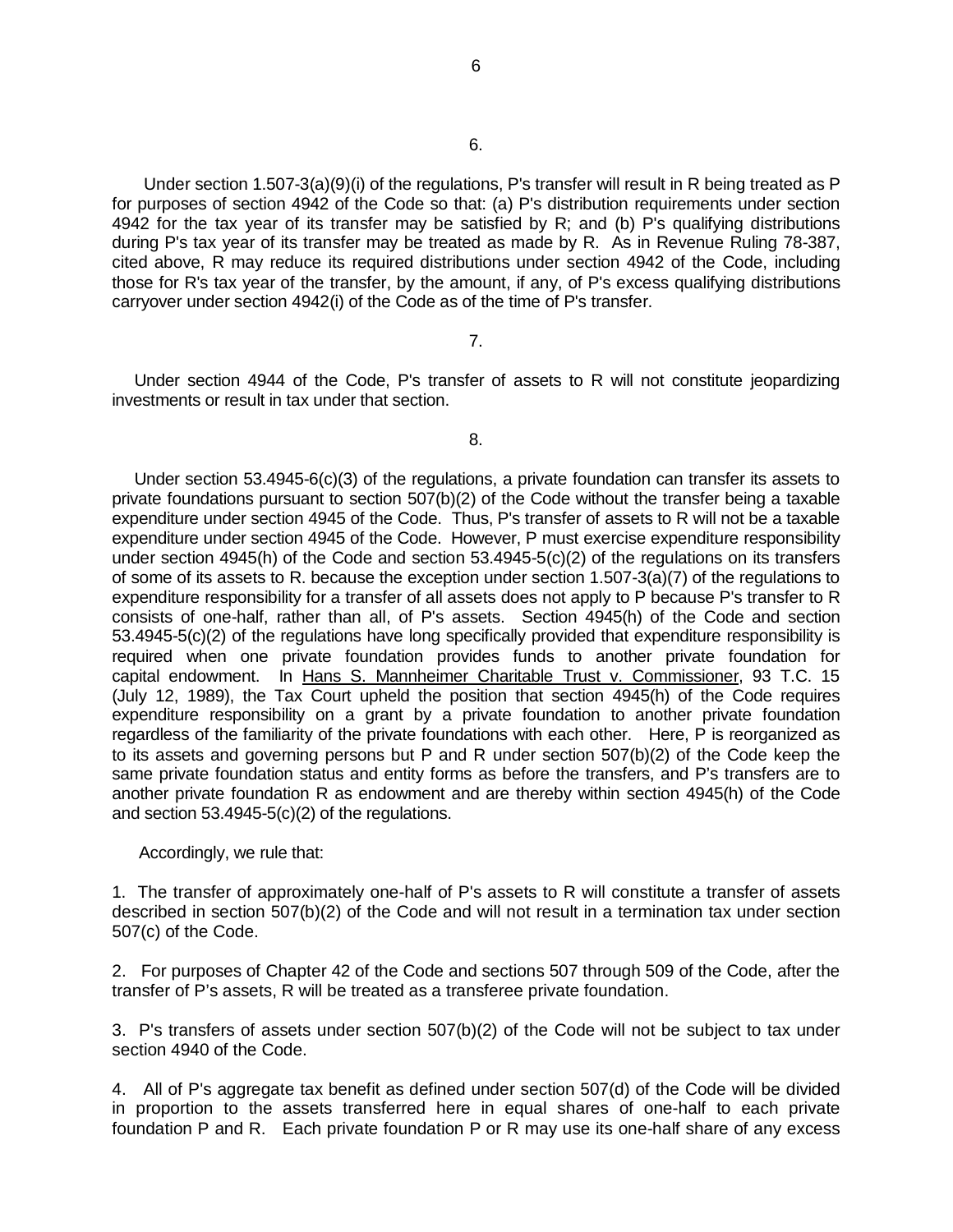6.

Under section 1.507-3(a)(9)(i) of the regulations, P's transfer will result in R being treated as P for purposes of section 4942 of the Code so that: (a) P's distribution requirements under section 4942 for the tax year of its transfer may be satisfied by R; and (b) P's qualifying distributions during P's tax year of its transfer may be treated as made by R. As in Revenue Ruling 78-387, cited above, R may reduce its required distributions under section 4942 of the Code, including those for R's tax year of the transfer, by the amount, if any, of P's excess qualifying distributions carryover under section 4942(i) of the Code as of the time of P's transfer.

7.

Under section 4944 of the Code, P's transfer of assets to R will not constitute jeopardizing investments or result in tax under that section.

8.

Under section 53.4945-6(c)(3) of the regulations, a private foundation can transfer its assets to private foundations pursuant to section 507(b)(2) of the Code without the transfer being a taxable expenditure under section 4945 of the Code. Thus, P's transfer of assets to R will not be a taxable expenditure under section 4945 of the Code. However, P must exercise expenditure responsibility under section 4945(h) of the Code and section 53.4945-5(c)(2) of the regulations on its transfers of some of its assets to R. because the exception under section 1.507-3(a)(7) of the regulations to expenditure responsibility for a transfer of all assets does not apply to P because P's transfer to R consists of one-half, rather than all, of P's assets. Section 4945(h) of the Code and section 53.4945-5(c)(2) of the regulations have long specifically provided that expenditure responsibility is required when one private foundation provides funds to another private foundation for capital endowment. In Hans S. Mannheimer Charitable Trust v. Commissioner, 93 T.C. 15 (July 12, 1989), the Tax Court upheld the position that section 4945(h) of the Code requires expenditure responsibility on a grant by a private foundation to another private foundation regardless of the familiarity of the private foundations with each other. Here, P is reorganized as to its assets and governing persons but P and R under section 507(b)(2) of the Code keep the same private foundation status and entity forms as before the transfers, and P's transfers are to another private foundation R as endowment and are thereby within section 4945(h) of the Code and section 53.4945-5(c)(2) of the regulations.

Accordingly, we rule that:

1. The transfer of approximately one-half of P's assets to R will constitute a transfer of assets described in section 507(b)(2) of the Code and will not result in a termination tax under section 507(c) of the Code.

2. For purposes of Chapter 42 of the Code and sections 507 through 509 of the Code, after the transfer of P's assets, R will be treated as a transferee private foundation.

3. P's transfers of assets under section 507(b)(2) of the Code will not be subject to tax under section 4940 of the Code.

4. All of P's aggregate tax benefit as defined under section 507(d) of the Code will be divided in proportion to the assets transferred here in equal shares of one-half to each private foundation P and R. Each private foundation P or R may use its one-half share of any excess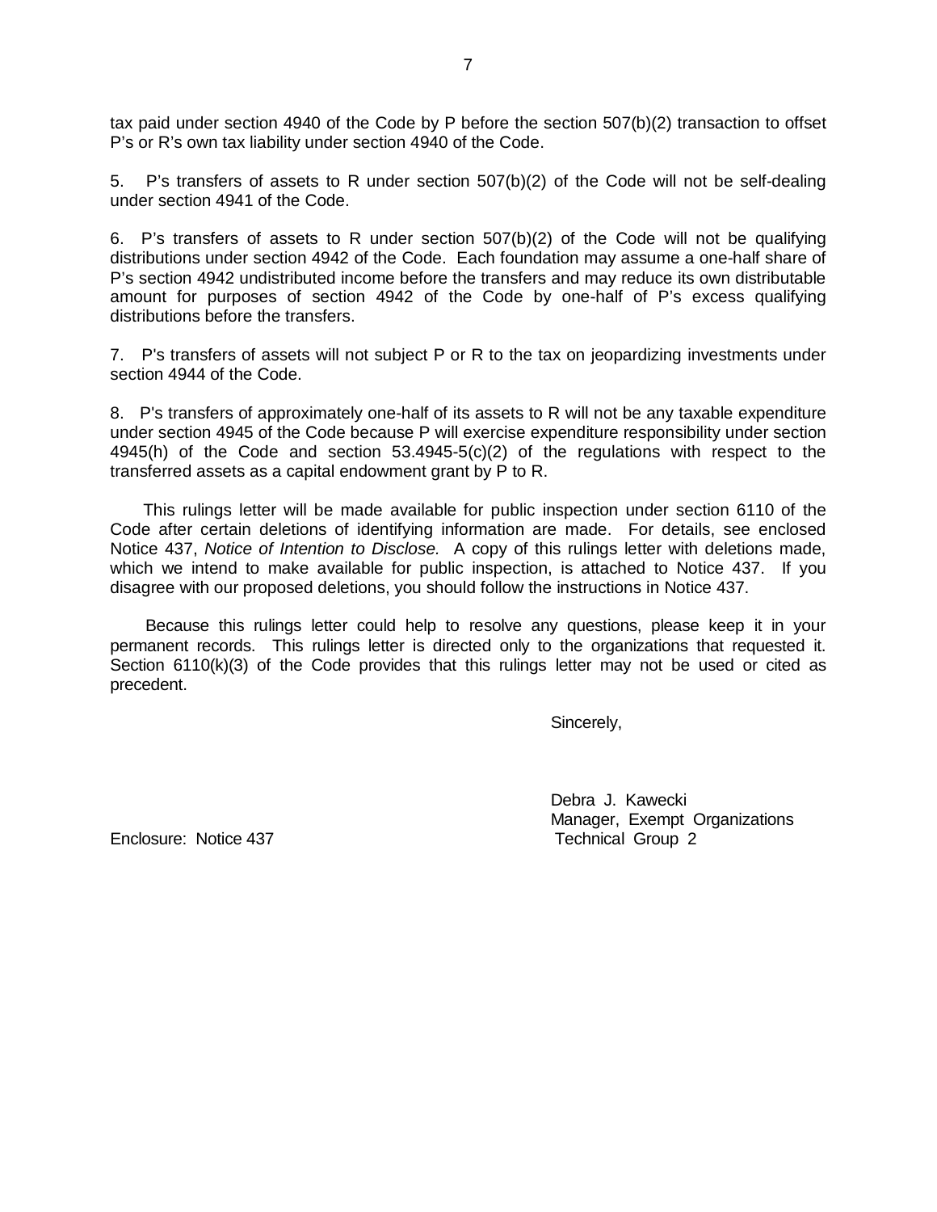tax paid under section 4940 of the Code by P before the section 507(b)(2) transaction to offset P's or R's own tax liability under section 4940 of the Code.

5. P's transfers of assets to R under section 507(b)(2) of the Code will not be self-dealing under section 4941 of the Code.

6. P's transfers of assets to R under section 507(b)(2) of the Code will not be qualifying distributions under section 4942 of the Code. Each foundation may assume a one-half share of P's section 4942 undistributed income before the transfers and may reduce its own distributable amount for purposes of section 4942 of the Code by one-half of P's excess qualifying distributions before the transfers.

7. P's transfers of assets will not subject P or R to the tax on jeopardizing investments under section 4944 of the Code.

8. P's transfers of approximately one-half of its assets to R will not be any taxable expenditure under section 4945 of the Code because P will exercise expenditure responsibility under section 4945(h) of the Code and section 53.4945-5(c)(2) of the regulations with respect to the transferred assets as a capital endowment grant by P to R.

This rulings letter will be made available for public inspection under section 6110 of the Code after certain deletions of identifying information are made. For details, see enclosed Notice 437, *Notice of Intention to Disclose.* A copy of this rulings letter with deletions made, which we intend to make available for public inspection, is attached to Notice 437. If you disagree with our proposed deletions, you should follow the instructions in Notice 437.

Because this rulings letter could help to resolve any questions, please keep it in your permanent records. This rulings letter is directed only to the organizations that requested it. Section 6110(k)(3) of the Code provides that this rulings letter may not be used or cited as precedent.

Sincerely,

Debra J. Kawecki
Manager, Exempt Organizations
Technical Group 2

Enclosure: Notice 437